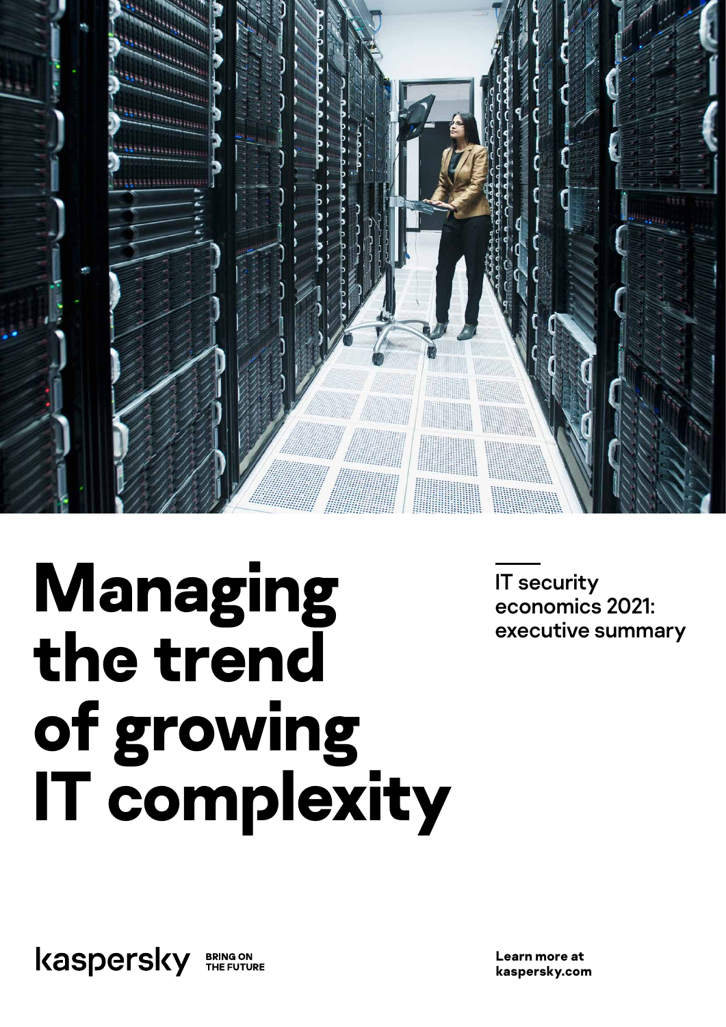# Managing the trend of growing IT complexity

IT security economics 2021: executive summary

kaspersky BRING ON THE FUTURE

**Learn more at kaspersky.com**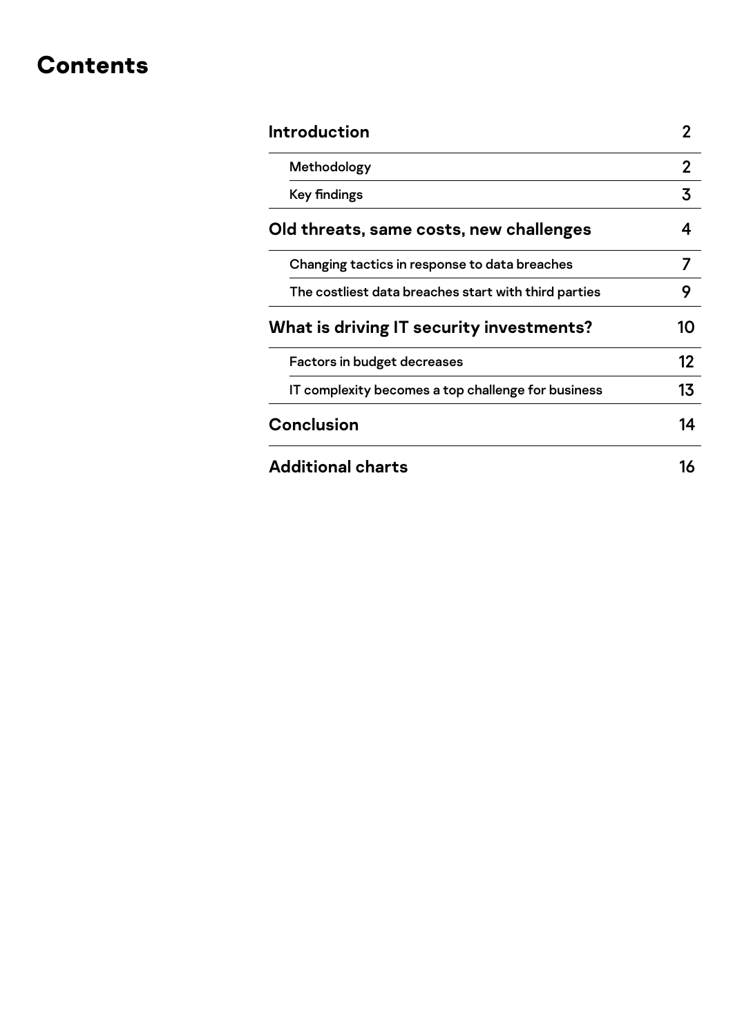# Contents

| | |
|---|---|
| **Introduction** | **2** |
| Methodology | 2 |
| Key findings | 3 |
| **Old threats, same costs, new challenges** | **4** |
| Changing tactics in response to data breaches | 7 |
| The costliest data breaches start with third parties | 9 |
| **What is driving IT security investments?** | **10** |
| Factors in budget decreases | 12 |
| IT complexity becomes a top challenge for business | 13 |
| **Conclusion** | **14** |
| **Additional charts** | **16** |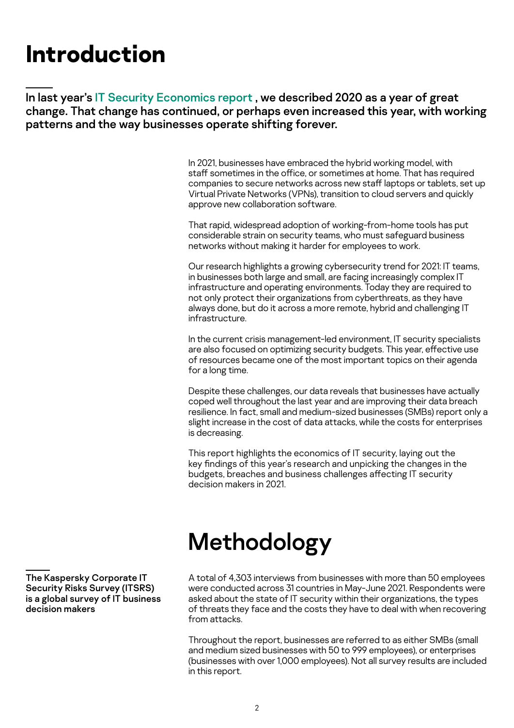# Introduction

**In last year's IT Security Economics report , we described 2020 as a year of great change. That change has continued, or perhaps even increased this year, with working patterns and the way businesses operate shifting forever.**

In 2021, businesses have embraced the hybrid working model, with staff sometimes in the office, or sometimes at home. That has required companies to secure networks across new staff laptops or tablets, set up Virtual Private Networks (VPNs), transition to cloud servers and quickly approve new collaboration software.

That rapid, widespread adoption of working-from-home tools has put considerable strain on security teams, who must safeguard business networks without making it harder for employees to work.

Our research highlights a growing cybersecurity trend for 2021: IT teams, in businesses both large and small, are facing increasingly complex IT infrastructure and operating environments. Today they are required to not only protect their organizations from cyberthreats, as they have always done, but do it across a more remote, hybrid and challenging IT infrastructure.

In the current crisis management-led environment, IT security specialists are also focused on optimizing security budgets. This year, effective use of resources became one of the most important topics on their agenda for a long time.

Despite these challenges, our data reveals that businesses have actually coped well throughout the last year and are improving their data breach resilience. In fact, small and medium-sized businesses (SMBs) report only a slight increase in the cost of data attacks, while the costs for enterprises is decreasing.

This report highlights the economics of IT security, laying out the key findings of this year's research and unpicking the changes in the budgets, breaches and business challenges affecting IT security decision makers in 2021.

# Methodology

**The Kaspersky Corporate IT Security Risks Survey (ITSRS) is a global survey of IT business decision makers**

A total of 4,303 interviews from businesses with more than 50 employees were conducted across 31 countries in May-June 2021. Respondents were asked about the state of IT security within their organizations, the types of threats they face and the costs they have to deal with when recovering from attacks.

Throughout the report, businesses are referred to as either SMBs (small and medium sized businesses with 50 to 999 employees), or enterprises (businesses with over 1,000 employees). Not all survey results are included in this report.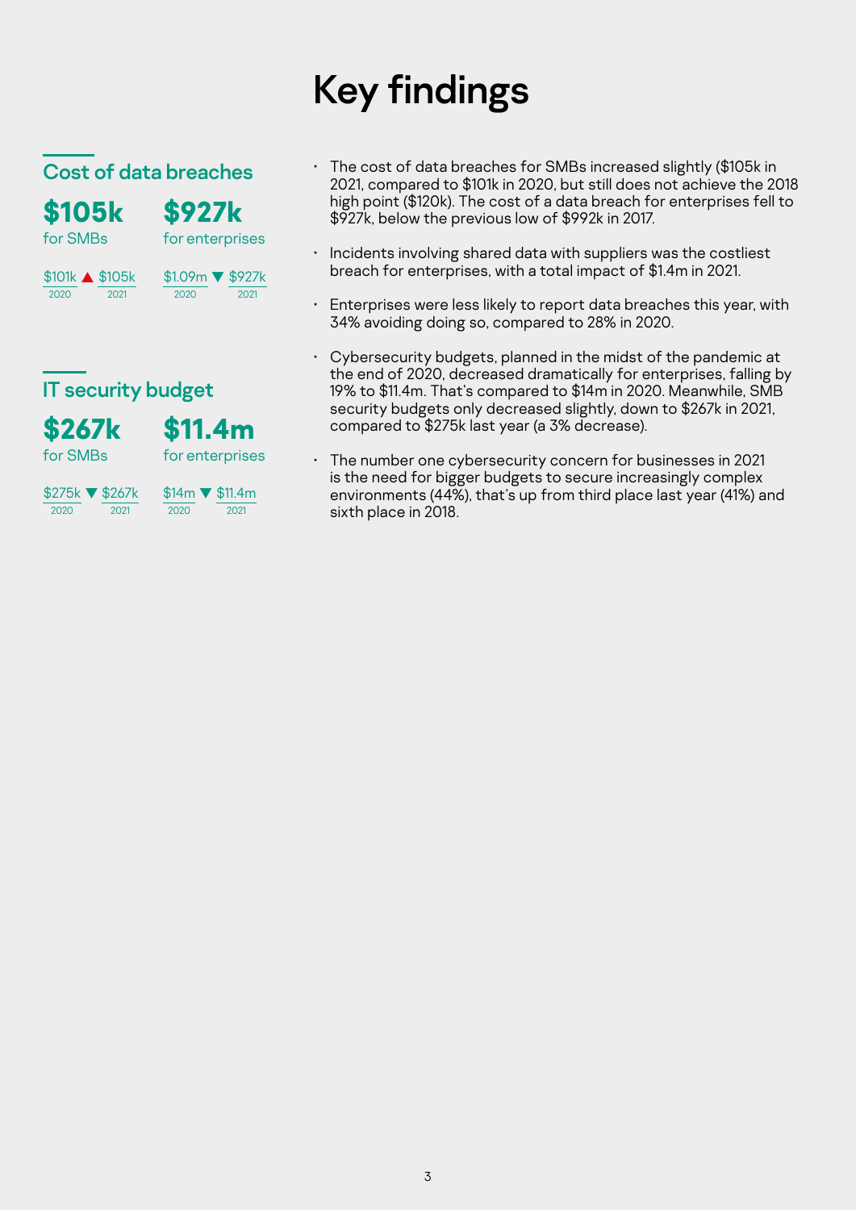# Key findings

## Cost of data breaches

**$105k**
for SMBs

$101k ▲ $105k
2020 — 2021

**$927k**
for enterprises

$1.09m ▼ $927k
2020 — 2021

## IT security budget

**$267k**
for SMBs

$275k ▼ $267k
2020 — 2021

**$11.4m**
for enterprises

$14m ▼ $11.4m
2020 — 2021

- The cost of data breaches for SMBs increased slightly ($105k in 2021, compared to $101k in 2020, but still does not achieve the 2018 high point ($120k). The cost of a data breach for enterprises fell to $927k, below the previous low of $992k in 2017.
- Incidents involving shared data with suppliers was the costliest breach for enterprises, with a total impact of $1.4m in 2021.
- Enterprises were less likely to report data breaches this year, with 34% avoiding doing so, compared to 28% in 2020.
- Cybersecurity budgets, planned in the midst of the pandemic at the end of 2020, decreased dramatically for enterprises, falling by 19% to $11.4m. That's compared to $14m in 2020. Meanwhile, SMB security budgets only decreased slightly, down to $267k in 2021, compared to $275k last year (a 3% decrease).
- The number one cybersecurity concern for businesses in 2021 is the need for bigger budgets to secure increasingly complex environments (44%), that's up from third place last year (41%) and sixth place in 2018.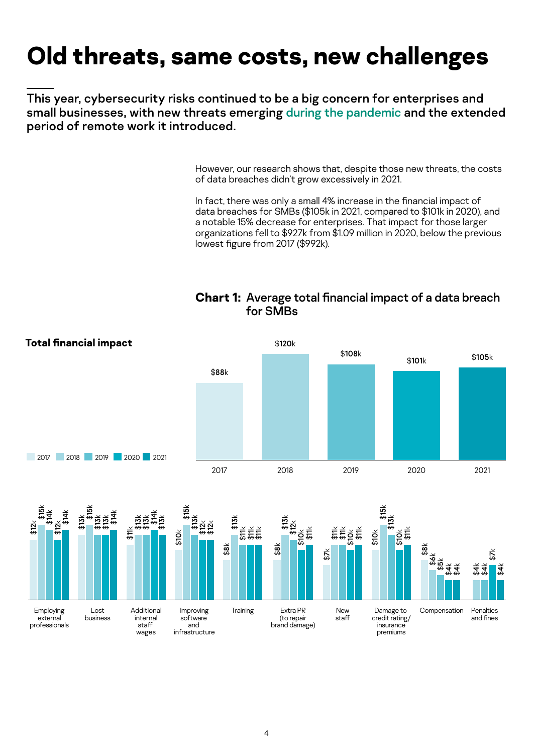# Old threats, same costs, new challenges

**This year, cybersecurity risks continued to be a big concern for enterprises and small businesses, with new threats emerging during the pandemic and the extended period of remote work it introduced.**

However, our research shows that, despite those new threats, the costs of data breaches didn't grow excessively in 2021.

In fact, there was only a small 4% increase in the financial impact of data breaches for SMBs ($105k in 2021, compared to $101k in 2020), and a notable 15% decrease for enterprises. That impact for those larger organizations fell to $927k from $1.09 million in 2020, below the previous lowest figure from 2017 ($992k).

**Chart 1:** Average total financial impact of a data breach for SMBs

**Total financial impact**

| 2017 | 2018 | 2019 | 2020 | 2021 |
|---|---|---|---|---|
| $88k | $120k | $108k | $101k | $105k |

| | 2017 | 2018 | 2019 | 2020 | 2021 |
|---|---|---|---|---|---|
| Employing external professionals | $12k | $15k | $14k | $12k | $14k |
| Lost business | $13k | $15k | $13k | $13k | $14k |
| Additional internal staff wages | $11k | $13k | $13k | $14k | $13k |
| Improving software and infrastructure | $10k | $15k | $13k | $12k | $12k |
| Training | $8k | $13k | $11k | $11k | $11k |
| Extra PR (to repair brand damage) | $8k | $13k | $12k | $10k | $11k |
| New staff | $7k | $11k | $11k | $10k | $11k |
| Damage to credit rating/ insurance premiums | $10k | $15k | $13k | $10k | $11k |
| Compensation | $8k | $6k | $5k | $4k | $4k |
| Penalties and fines | $4k | $4k | $7k | $4k | |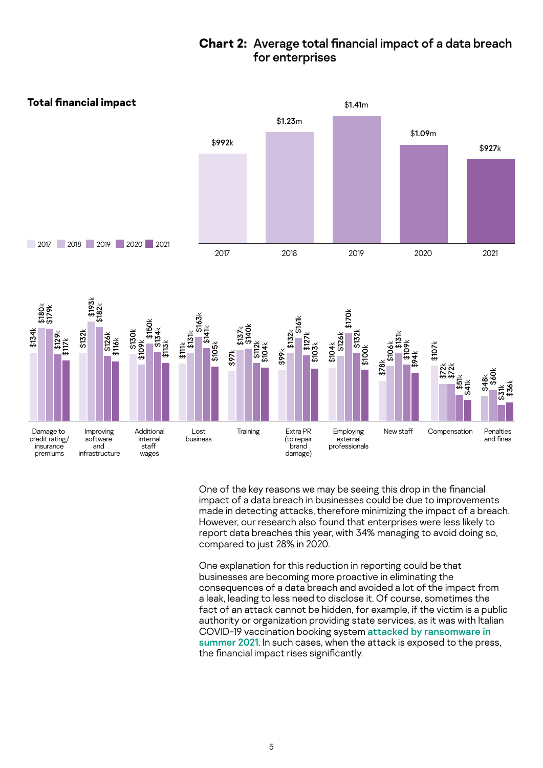**Chart 2:** Average total financial impact of a data breach for enterprises

**Total financial impact**

| Year | Total financial impact |
|---|---|
| 2017 | $992k |
| 2018 | $1.23m |
| 2019 | $1.41m |
| 2020 | $1.09m |
| 2021 | $927k |

| Category | 2017 | 2018 | 2019 | 2020 | 2021 |
|---|---|---|---|---|---|
| Damage to credit rating/ insurance premiums | $134k | $180k | $179k | $129k | $117k |
| Improving software and infrastructure | $132k | $193k | $182k | $126k | $116k |
| Additional internal staff wages | $130k | $109k | $150k | $134k | $113k |
| Lost business | $111k | $131k | $163k | $141k | $105k |
| Training | $97k | $137k | $140k | $112k | $104k |
| Extra PR (to repair brand damage) | $99k | $132k | $161k | $127k | $103k |
| Employing external professionals | $104k | $126k | $170k | $132k | $100k |
| New staff | $78k | $106k | $131k | $109k | $94k |
| Compensation | $107k | $72k | $72k | $51k | $41k |
| Penalties and fines | $48k | $60k | | $31k | $36k |

One of the key reasons we may be seeing this drop in the financial impact of a data breach in businesses could be due to improvements made in detecting attacks, therefore minimizing the impact of a breach. However, our research also found that enterprises were less likely to report data breaches this year, with 34% managing to avoid doing so, compared to just 28% in 2020.

One explanation for this reduction in reporting could be that businesses are becoming more proactive in eliminating the consequences of a data breach and avoided a lot of the impact from a leak, leading to less need to disclose it. Of course, sometimes the fact of an attack cannot be hidden, for example, if the victim is a public authority or organization providing state services, as it was with Italian COVID-19 vaccination booking system **attacked by ransomware in summer 2021**. In such cases, when the attack is exposed to the press, the financial impact rises significantly.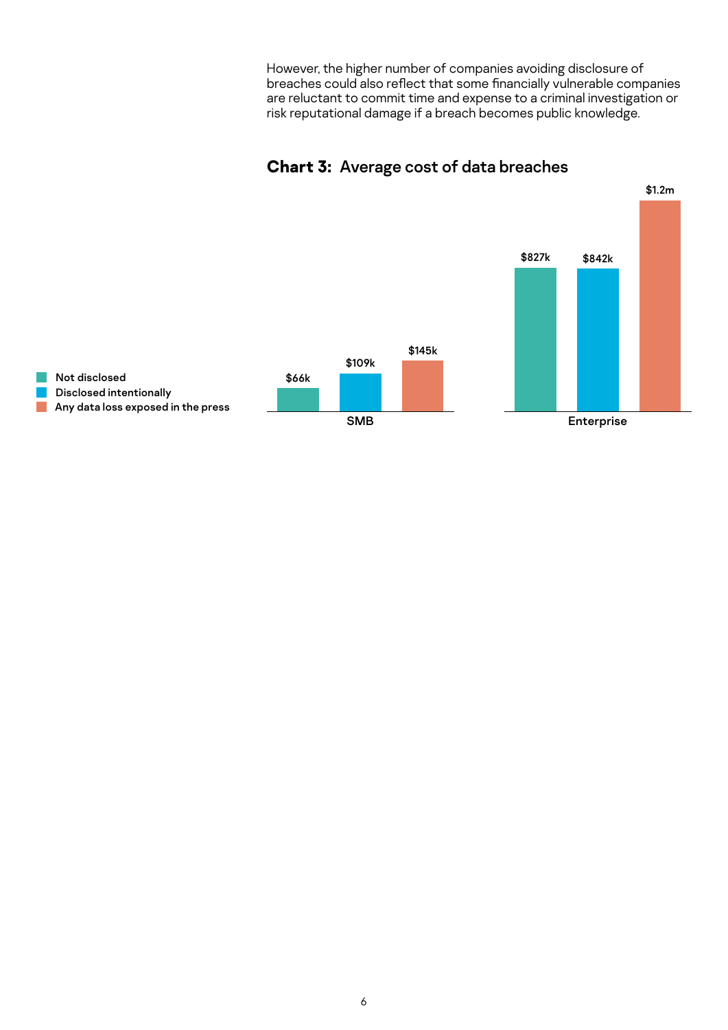However, the higher number of companies avoiding disclosure of breaches could also reflect that some financially vulnerable companies are reluctant to commit time and expense to a criminal investigation or risk reputational damage if a breach becomes public knowledge.

## Chart 3: Average cost of data breaches

| | Not disclosed | Disclosed intentionally | Any data loss exposed in the press |
|---|---|---|---|
| SMB | $66k | $109k | $145k |
| Enterprise | $827k | $842k | $1.2m |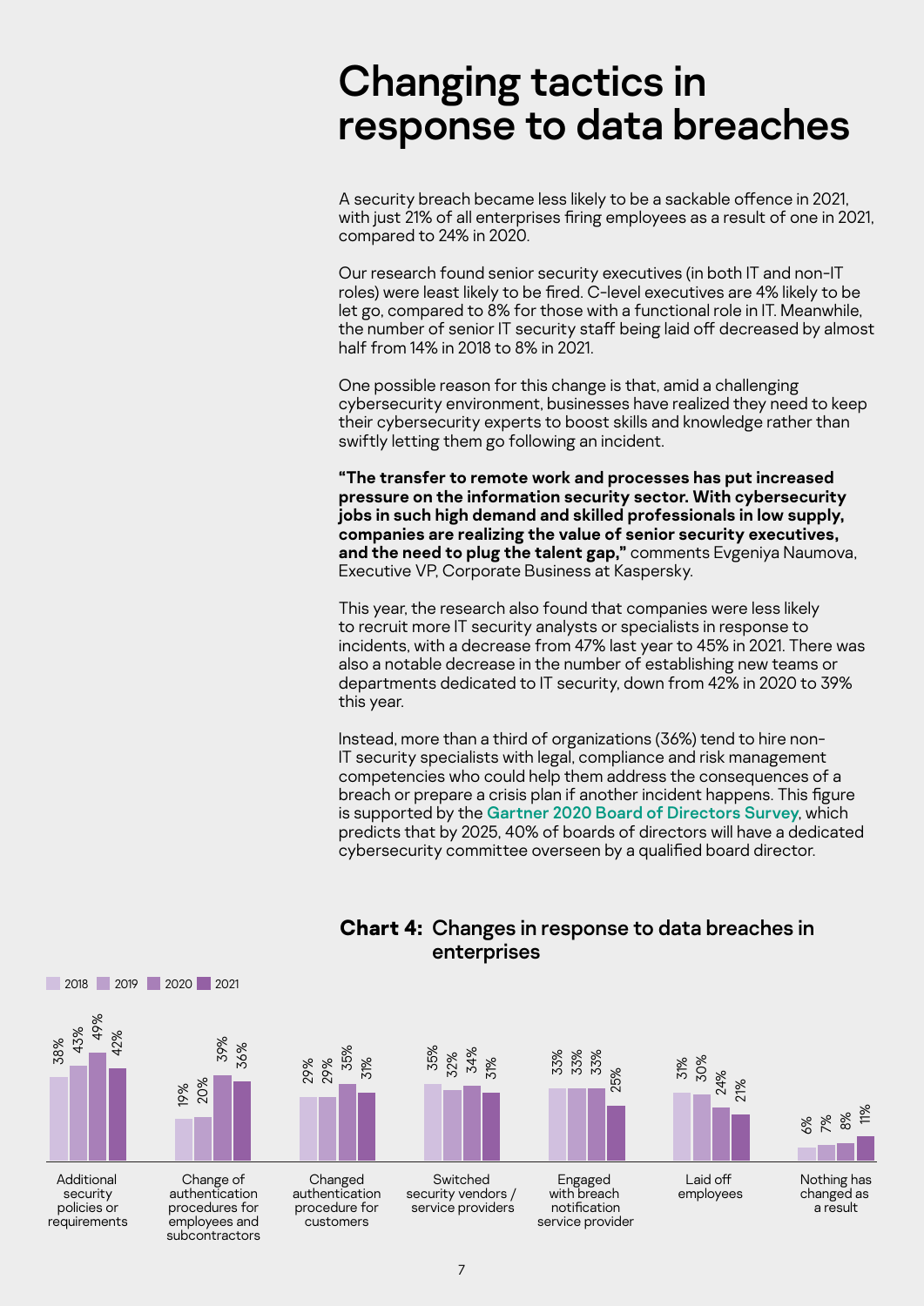# Changing tactics in response to data breaches

A security breach became less likely to be a sackable offence in 2021, with just 21% of all enterprises firing employees as a result of one in 2021, compared to 24% in 2020.

Our research found senior security executives (in both IT and non-IT roles) were least likely to be fired. C-level executives are 4% likely to be let go, compared to 8% for those with a functional role in IT. Meanwhile, the number of senior IT security staff being laid off decreased by almost half from 14% in 2018 to 8% in 2021.

One possible reason for this change is that, amid a challenging cybersecurity environment, businesses have realized they need to keep their cybersecurity experts to boost skills and knowledge rather than swiftly letting them go following an incident.

**"The transfer to remote work and processes has put increased pressure on the information security sector. With cybersecurity jobs in such high demand and skilled professionals in low supply, companies are realizing the value of senior security executives, and the need to plug the talent gap,"** comments Evgeniya Naumova, Executive VP, Corporate Business at Kaspersky.

This year, the research also found that companies were less likely to recruit more IT security analysts or specialists in response to incidents, with a decrease from 47% last year to 45% in 2021. There was also a notable decrease in the number of establishing new teams or departments dedicated to IT security, down from 42% in 2020 to 39% this year.

Instead, more than a third of organizations (36%) tend to hire non-IT security specialists with legal, compliance and risk management competencies who could help them address the consequences of a breach or prepare a crisis plan if another incident happens. This figure is supported by the **Gartner 2020 Board of Directors Survey**, which predicts that by 2025, 40% of boards of directors will have a dedicated cybersecurity committee overseen by a qualified board director.

**Chart 4:** Changes in response to data breaches in enterprises

| | 2018 | 2019 | 2020 | 2021 |
|---|---|---|---|---|
| Additional security policies or requirements | 38% | 43% | 49% | 42% |
| Change of authentication procedures for employees and subcontractors | 19% | 20% | 39% | 36% |
| Changed authentication procedure for customers | 29% | 29% | 35% | 31% |
| Switched security vendors / service providers | 35% | 32% | 34% | 31% |
| Engaged with breach notification service provider | 33% | 33% | 33% | 25% |
| Laid off employees | 31% | 30% | 24% | 21% |
| Nothing has changed as a result | 6% | 7% | 8% | 11% |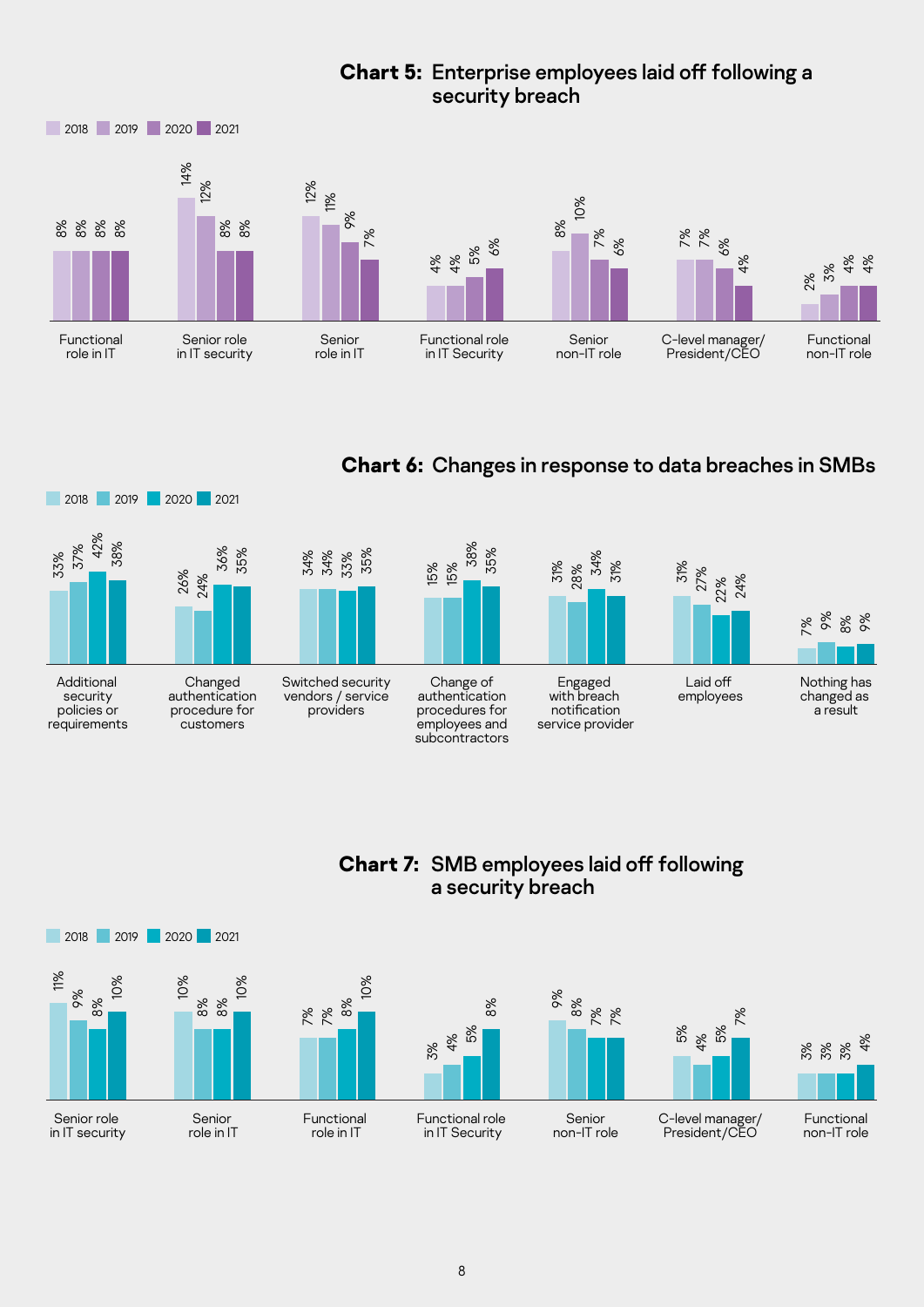## Chart 5: Enterprise employees laid off following a security breach

| | 2018 | 2019 | 2020 | 2021 |
|---|---|---|---|---|
| Functional role in IT | 8% | 8% | 8% | 8% |
| Senior role in IT security | 14% | 12% | 8% | 8% |
| Senior role in IT | 12% | 11% | 9% | 7% |
| Functional role in IT Security | 4% | 4% | 5% | 6% |
| Senior non-IT role | 8% | 10% | 7% | 6% |
| C-level manager/ President/CEO | 7% | 7% | 6% | 4% |
| Functional non-IT role | 2% | 3% | 4% | 4% |

## Chart 6: Changes in response to data breaches in SMBs

| | 2018 | 2019 | 2020 | 2021 |
|---|---|---|---|---|
| Additional security policies or requirements | 33% | 37% | 42% | 38% |
| Changed authentication procedure for customers | 26% | 24% | 36% | 35% |
| Switched security vendors / service providers | 34% | 34% | 33% | 35% |
| Change of authentication procedures for employees and subcontractors | 15% | 15% | 38% | 35% |
| Engaged with breach notification service provider | 31% | 28% | 34% | 31% |
| Laid off employees | 31% | 27% | 22% | 24% |
| Nothing has changed as a result | 7% | 9% | 8% | 9% |

## Chart 7: SMB employees laid off following a security breach

| | 2018 | 2019 | 2020 | 2021 |
|---|---|---|---|---|
| Senior role in IT security | 11% | 9% | 8% | 10% |
| Senior role in IT | 10% | 8% | 8% | 10% |
| Functional role in IT | 7% | 7% | 8% | 10% |
| Functional role in IT Security | 3% | 4% | 5% | 8% |
| Senior non-IT role | 9% | 8% | 7% | 7% |
| C-level manager/ President/CEO | 5% | 4% | 5% | 7% |
| Functional non-IT role | 3% | 3% | 3% | 4% |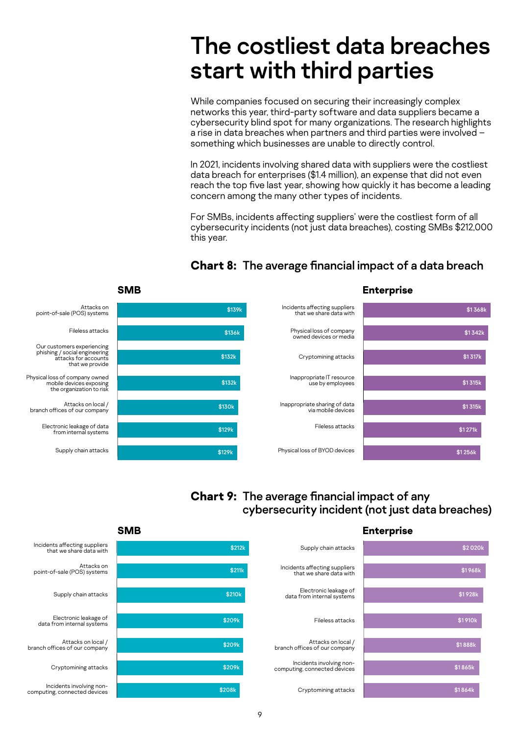# The costliest data breaches start with third parties

While companies focused on securing their increasingly complex networks this year, third-party software and data suppliers became a cybersecurity blind spot for many organizations. The research highlights a rise in data breaches when partners and third parties were involved – something which businesses are unable to directly control.

In 2021, incidents involving shared data with suppliers were the costliest data breach for enterprises ($1.4 million), an expense that did not even reach the top five last year, showing how quickly it has become a leading concern among the many other types of incidents.

For SMBs, incidents affecting suppliers' were the costliest form of all cybersecurity incidents (not just data breaches), costing SMBs $212,000 this year.

## Chart 8: The average financial impact of a data breach

**SMB**

| Incident | Cost |
| --- | --- |
| Attacks on point-of-sale (POS) systems | $139k |
| Fileless attacks | $136k |
| Our customers experiencing phishing / social engineering attacks for accounts that we provide | $132k |
| Physical loss of company owned mobile devices exposing the organization to risk | $132k |
| Attacks on local / branch offices of our company | $130k |
| Electronic leakage of data from internal systems | $129k |
| Supply chain attacks | $129k |

**Enterprise**

| Incident | Cost |
| --- | --- |
| Incidents affecting suppliers that we share data with | $1 368k |
| Physical loss of company owned devices or media | $1 342k |
| Cryptomining attacks | $1 317k |
| Inappropriate IT resource use by employees | $1 315k |
| Inappropriate sharing of data via mobile devices | $1 315k |
| Fileless attacks | $1 271k |
| Physical loss of BYOD devices | $1 256k |

## Chart 9: The average financial impact of any cybersecurity incident (not just data breaches)

**SMB**

| Incident | Cost |
| --- | --- |
| Incidents affecting suppliers that we share data with | $212k |
| Attacks on point-of-sale (POS) systems | $211k |
| Supply chain attacks | $210k |
| Electronic leakage of data from internal systems | $209k |
| Attacks on local / branch offices of our company | $209k |
| Cryptomining attacks | $209k |
| Incidents involving non-computing, connected devices | $208k |

**Enterprise**

| Incident | Cost |
| --- | --- |
| Supply chain attacks | $2 020k |
| Incidents affecting suppliers that we share data with | $1 968k |
| Electronic leakage of data from internal systems | $1 928k |
| Fileless attacks | $1 910k |
| Attacks on local / branch offices of our company | $1 888k |
| Incidents involving non-computing, connected devices | $1 865k |
| Cryptomining attacks | $1 864k |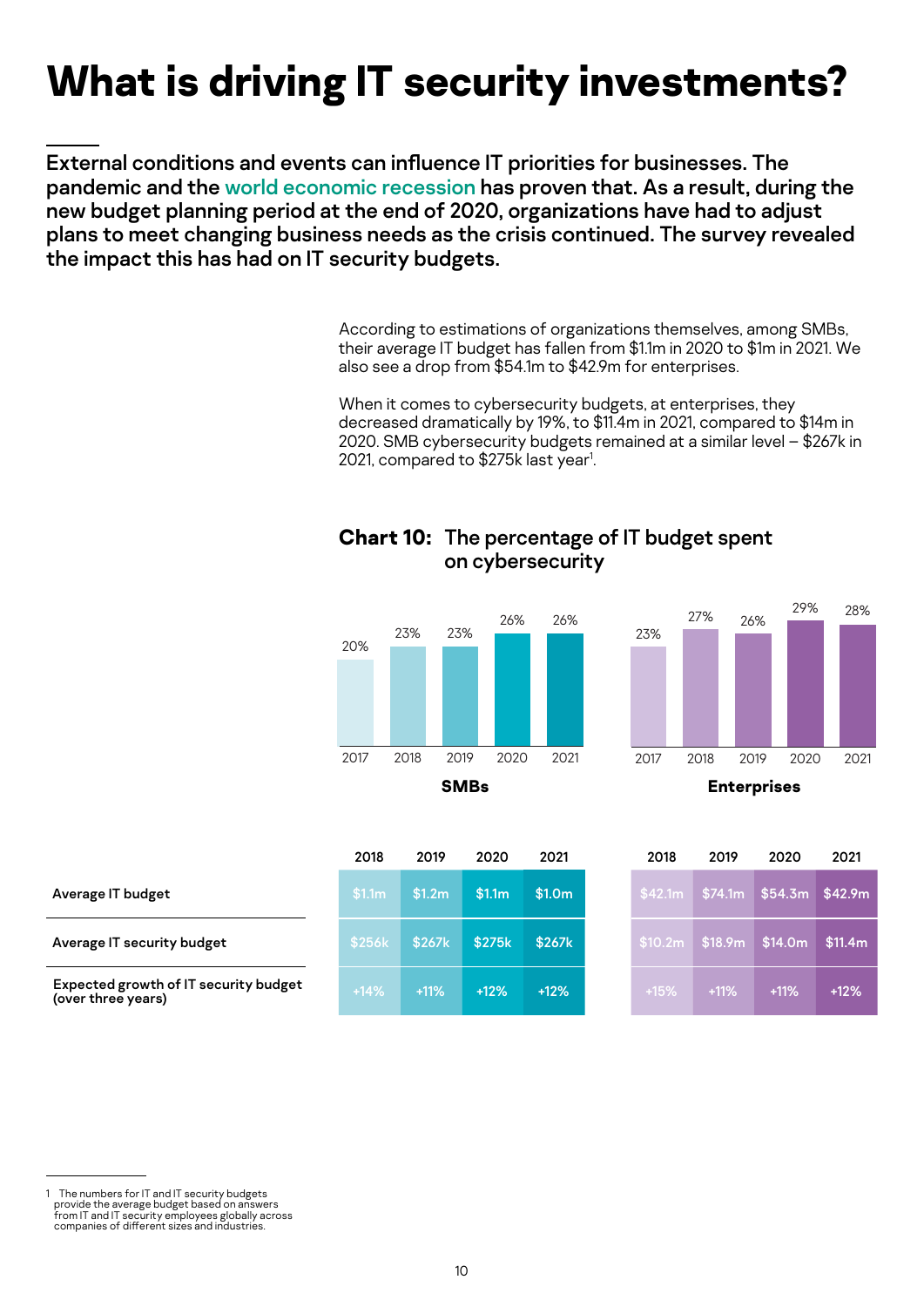# What is driving IT security investments?

**External conditions and events can influence IT priorities for businesses. The pandemic and the world economic recession has proven that. As a result, during the new budget planning period at the end of 2020, organizations have had to adjust plans to meet changing business needs as the crisis continued. The survey revealed the impact this has had on IT security budgets.**

According to estimations of organizations themselves, among SMBs, their average IT budget has fallen from $1.1m in 2020 to $1m in 2021. We also see a drop from $54.1m to $42.9m for enterprises.

When it comes to cybersecurity budgets, at enterprises, they decreased dramatically by 19%, to $11.4m in 2021, compared to $14m in 2020. SMB cybersecurity budgets remained at a similar level – $267k in 2021, compared to $275k last year[1].

**Chart 10:** The percentage of IT budget spent on cybersecurity

| | 2017 | 2018 | 2019 | 2020 | 2021 |
|---|---|---|---|---|---|
| SMBs | 20% | 23% | 23% | 26% | 26% |
| Enterprises | 23% | 27% | 26% | 29% | 28% |

**SMBs**

| | 2018 | 2019 | 2020 | 2021 |
|---|---|---|---|---|
| Average IT budget | $1.1m | $1.2m | $1.1m | $1.0m |
| Average IT security budget | $256k | $267k | $275k | $267k |
| Expected growth of IT security budget (over three years) | +14% | +11% | +12% | +12% |

**Enterprises**

| | 2018 | 2019 | 2020 | 2021 |
|---|---|---|---|---|
| Average IT budget | $42.1m | $74.1m | $54.3m | $42.9m |
| Average IT security budget | $10.2m | $18.9m | $14.0m | $11.4m |
| Expected growth of IT security budget (over three years) | +15% | +11% | +11% | +12% |

1 The numbers for IT and IT security budgets provide the average budget based on answers from IT and IT security employees globally across companies of different sizes and industries.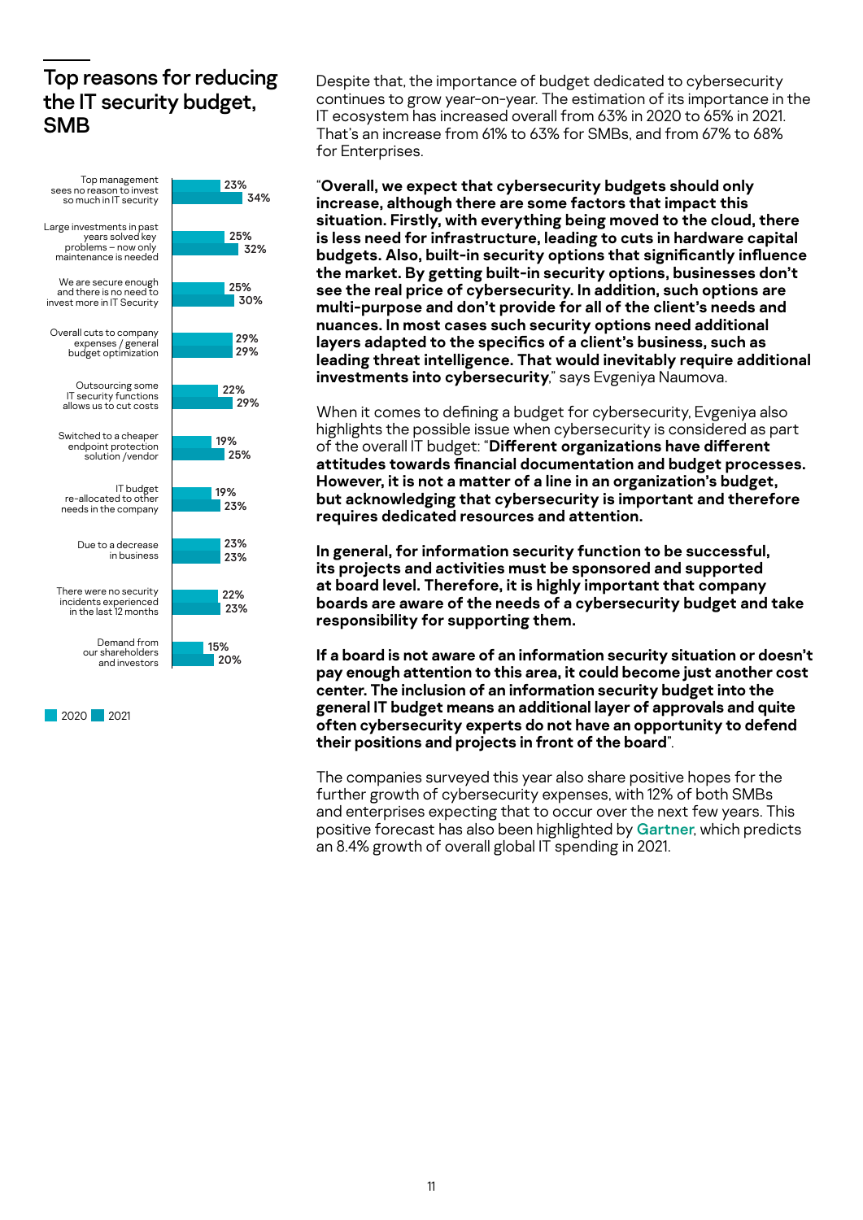## Top reasons for reducing the IT security budget, SMB

| Reason | 2020 | 2021 |
|---|---|---|
| Top management sees no reason to invest so much in IT security | 23% | 34% |
| Large investments in past years solved key problems – now only maintenance is needed | 25% | 32% |
| We are secure enough and there is no need to invest more in IT Security | 25% | 30% |
| Overall cuts to company expenses / general budget optimization | 29% | 29% |
| Outsourcing some IT security functions allows us to cut costs | 22% | 29% |
| Switched to a cheaper endpoint protection solution /vendor | 19% | 25% |
| IT budget re-allocated to other needs in the company | 19% | 23% |
| Due to a decrease in business | 23% | 23% |
| There were no security incidents experienced in the last 12 months | 22% | 23% |
| Demand from our shareholders and investors | 15% | 20% |

Despite that, the importance of budget dedicated to cybersecurity continues to grow year-on-year. The estimation of its importance in the IT ecosystem has increased overall from 63% in 2020 to 65% in 2021. That's an increase from 61% to 63% for SMBs, and from 67% to 68% for Enterprises.

"**Overall, we expect that cybersecurity budgets should only increase, although there are some factors that impact this situation. Firstly, with everything being moved to the cloud, there is less need for infrastructure, leading to cuts in hardware capital budgets. Also, built-in security options that significantly influence the market. By getting built-in security options, businesses don't see the real price of cybersecurity. In addition, such options are multi-purpose and don't provide for all of the client's needs and nuances. In most cases such security options need additional layers adapted to the specifics of a client's business, such as leading threat intelligence. That would inevitably require additional investments into cybersecurity**," says Evgeniya Naumova.

When it comes to defining a budget for cybersecurity, Evgeniya also highlights the possible issue when cybersecurity is considered as part of the overall IT budget: "**Different organizations have different attitudes towards financial documentation and budget processes. However, it is not a matter of a line in an organization's budget, but acknowledging that cybersecurity is important and therefore requires dedicated resources and attention.**

**In general, for information security function to be successful, its projects and activities must be sponsored and supported at board level. Therefore, it is highly important that company boards are aware of the needs of a cybersecurity budget and take responsibility for supporting them.**

**If a board is not aware of an information security situation or doesn't pay enough attention to this area, it could become just another cost center. The inclusion of an information security budget into the general IT budget means an additional layer of approvals and quite often cybersecurity experts do not have an opportunity to defend their positions and projects in front of the board**".

The companies surveyed this year also share positive hopes for the further growth of cybersecurity expenses, with 12% of both SMBs and enterprises expecting that to occur over the next few years. This positive forecast has also been highlighted by **Gartner**, which predicts an 8.4% growth of overall global IT spending in 2021.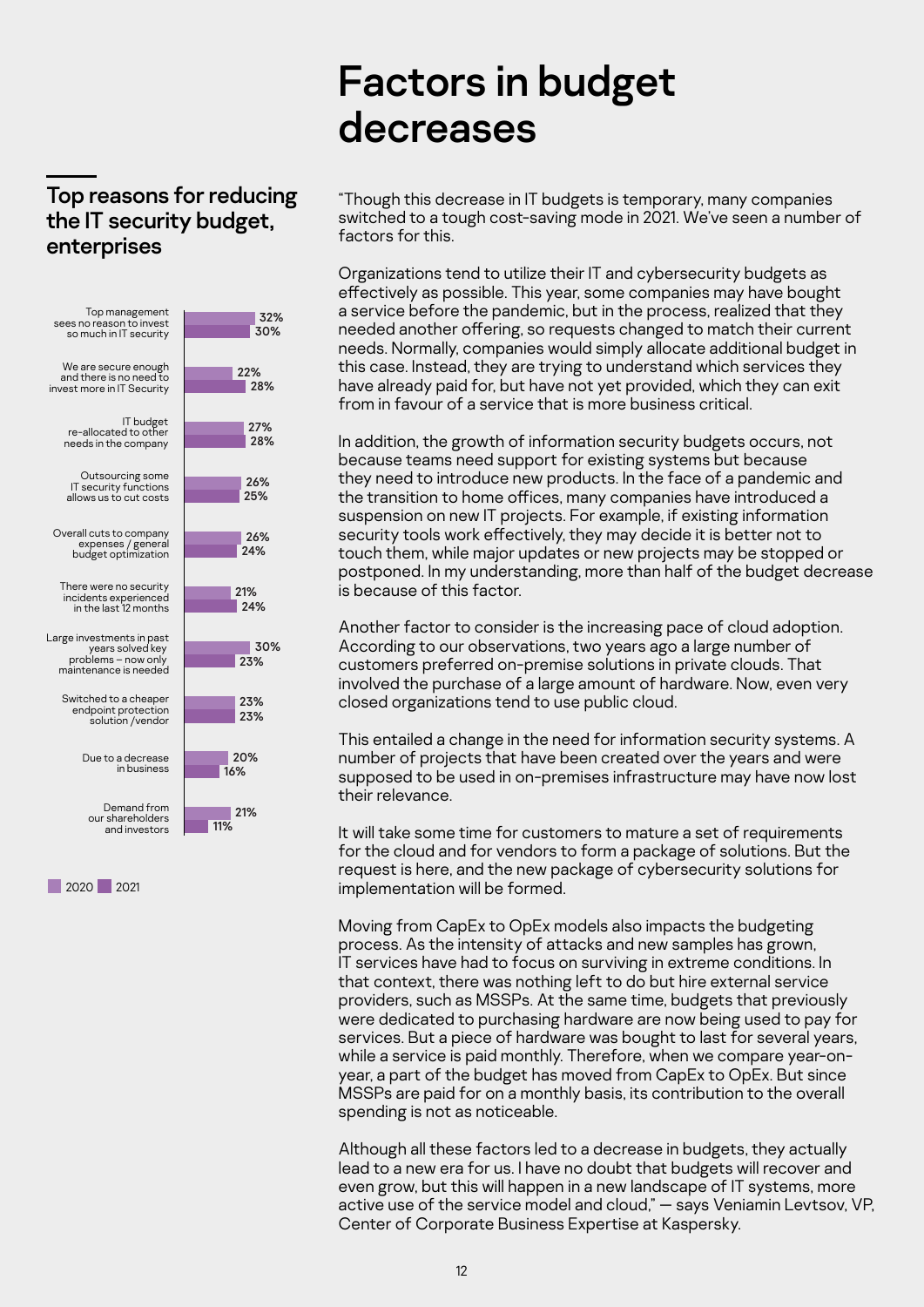# Factors in budget decreases

## Top reasons for reducing the IT security budget, enterprises

| Reason | 2020 | 2021 |
|---|---|---|
| Top management sees no reason to invest so much in IT security | 32% | 30% |
| We are secure enough and there is no need to invest more in IT Security | 22% | 28% |
| IT budget re-allocated to other needs in the company | 27% | 28% |
| Outsourcing some IT security functions allows us to cut costs | 26% | 25% |
| Overall cuts to company expenses / general budget optimization | 26% | 24% |
| There were no security incidents experienced in the last 12 months | 21% | 24% |
| Large investments in past years solved key problems – now only maintenance is needed | 30% | 23% |
| Switched to a cheaper endpoint protection solution /vendor | 23% | 23% |
| Due to a decrease in business | 20% | 16% |
| Demand from our shareholders and investors | 21% | 11% |

"Though this decrease in IT budgets is temporary, many companies switched to a tough cost-saving mode in 2021. We've seen a number of factors for this.

Organizations tend to utilize their IT and cybersecurity budgets as effectively as possible. This year, some companies may have bought a service before the pandemic, but in the process, realized that they needed another offering, so requests changed to match their current needs. Normally, companies would simply allocate additional budget in this case. Instead, they are trying to understand which services they have already paid for, but have not yet provided, which they can exit from in favour of a service that is more business critical.

In addition, the growth of information security budgets occurs, not because teams need support for existing systems but because they need to introduce new products. In the face of a pandemic and the transition to home offices, many companies have introduced a suspension on new IT projects. For example, if existing information security tools work effectively, they may decide it is better not to touch them, while major updates or new projects may be stopped or postponed. In my understanding, more than half of the budget decrease is because of this factor.

Another factor to consider is the increasing pace of cloud adoption. According to our observations, two years ago a large number of customers preferred on-premise solutions in private clouds. That involved the purchase of a large amount of hardware. Now, even very closed organizations tend to use public cloud.

This entailed a change in the need for information security systems. A number of projects that have been created over the years and were supposed to be used in on-premises infrastructure may have now lost their relevance.

It will take some time for customers to mature a set of requirements for the cloud and for vendors to form a package of solutions. But the request is here, and the new package of cybersecurity solutions for implementation will be formed.

Moving from CapEx to OpEx models also impacts the budgeting process. As the intensity of attacks and new samples has grown, IT services have had to focus on surviving in extreme conditions. In that context, there was nothing left to do but hire external service providers, such as MSSPs. At the same time, budgets that previously were dedicated to purchasing hardware are now being used to pay for services. But a piece of hardware was bought to last for several years, while a service is paid monthly. Therefore, when we compare year-on-year, a part of the budget has moved from CapEx to OpEx. But since MSSPs are paid for on a monthly basis, its contribution to the overall spending is not as noticeable.

Although all these factors led to a decrease in budgets, they actually lead to a new era for us. I have no doubt that budgets will recover and even grow, but this will happen in a new landscape of IT systems, more active use of the service model and cloud," — says Veniamin Levtsov, VP, Center of Corporate Business Expertise at Kaspersky.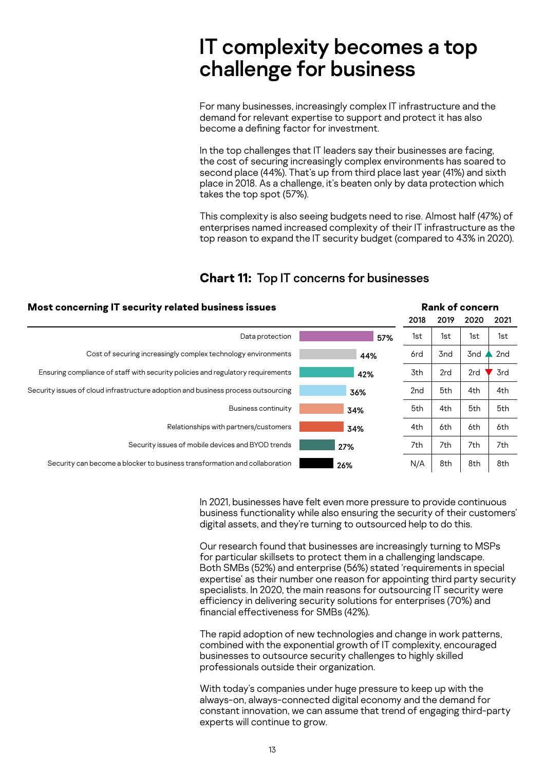# IT complexity becomes a top challenge for business

For many businesses, increasingly complex IT infrastructure and the demand for relevant expertise to support and protect it has also become a defining factor for investment.

In the top challenges that IT leaders say their businesses are facing, the cost of securing increasingly complex environments has soared to second place (44%). That's up from third place last year (41%) and sixth place in 2018. As a challenge, it's beaten only by data protection which takes the top spot (57%).

This complexity is also seeing budgets need to rise. Almost half (47%) of enterprises named increased complexity of their IT infrastructure as the top reason to expand the IT security budget (compared to 43% in 2020).

## Chart 11: Top IT concerns for businesses

| Most concerning IT security related business issues | % | Rank of concern 2018 | 2019 | 2020 | 2021 |
|---|---|---|---|---|---|
| Data protection | 57% | 1st | 1st | 1st | 1st |
| Cost of securing increasingly complex technology environments | 44% | 6rd | 3nd | 3nd | ▲ 2nd |
| Ensuring compliance of staff with security policies and regulatory requirements | 42% | 3th | 2rd | 2rd | ▼ 3rd |
| Security issues of cloud infrastructure adoption and business process outsourcing | 36% | 2nd | 5th | 4th | 4th |
| Business continuity | 34% | 5th | 4th | 5th | 5th |
| Relationships with partners/customers | 34% | 4th | 6th | 6th | 6th |
| Security issues of mobile devices and BYOD trends | 27% | 7th | 7th | 7th | 7th |
| Security can become a blocker to business transformation and collaboration | 26% | N/A | 8th | 8th | 8th |

In 2021, businesses have felt even more pressure to provide continuous business functionality while also ensuring the security of their customers' digital assets, and they're turning to outsourced help to do this.

Our research found that businesses are increasingly turning to MSPs for particular skillsets to protect them in a challenging landscape. Both SMBs (52%) and enterprise (56%) stated 'requirements in special expertise' as their number one reason for appointing third party security specialists. In 2020, the main reasons for outsourcing IT security were efficiency in delivering security solutions for enterprises (70%) and financial effectiveness for SMBs (42%).

The rapid adoption of new technologies and change in work patterns, combined with the exponential growth of IT complexity, encouraged businesses to outsource security challenges to highly skilled professionals outside their organization.

With today's companies under huge pressure to keep up with the always-on, always-connected digital economy and the demand for constant innovation, we can assume that trend of engaging third-party experts will continue to grow.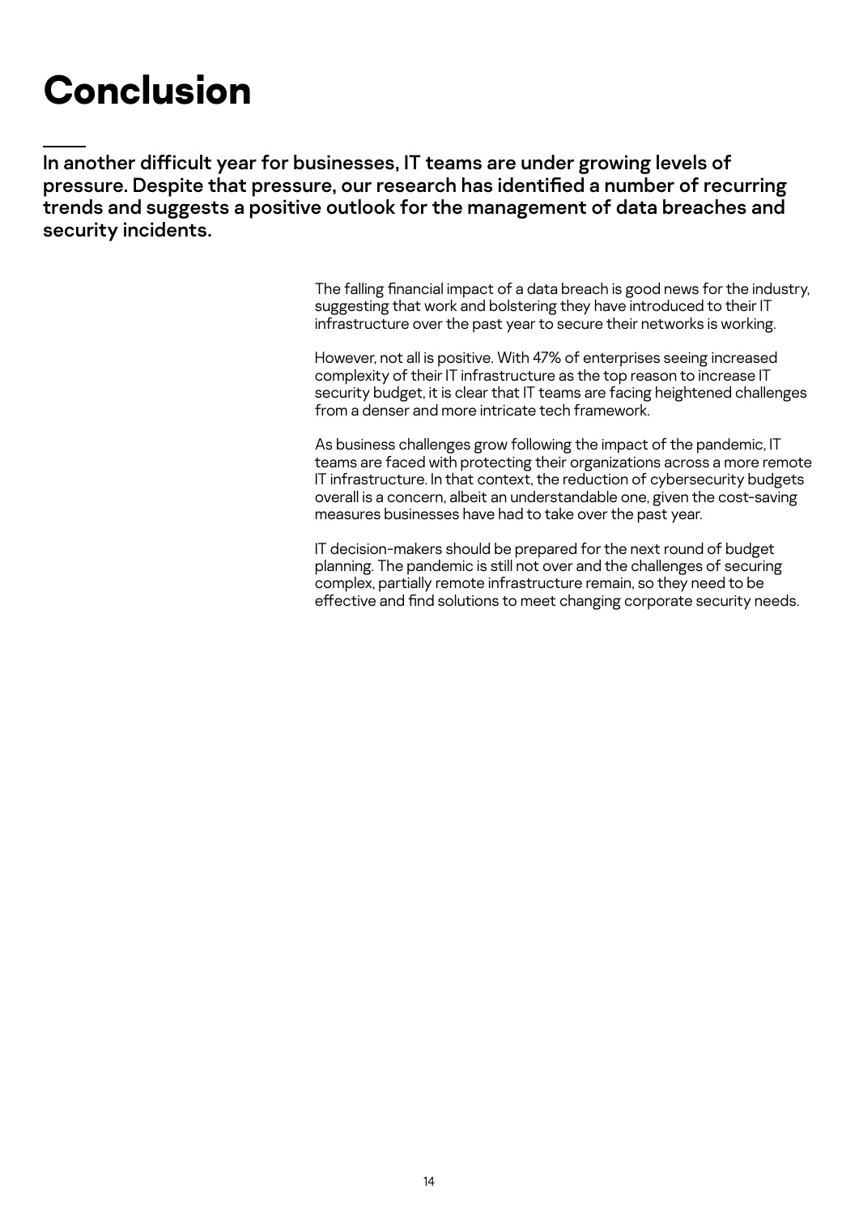# Conclusion

**In another difficult year for businesses, IT teams are under growing levels of pressure. Despite that pressure, our research has identified a number of recurring trends and suggests a positive outlook for the management of data breaches and security incidents.**

The falling financial impact of a data breach is good news for the industry, suggesting that work and bolstering they have introduced to their IT infrastructure over the past year to secure their networks is working.

However, not all is positive. With 47% of enterprises seeing increased complexity of their IT infrastructure as the top reason to increase IT security budget, it is clear that IT teams are facing heightened challenges from a denser and more intricate tech framework.

As business challenges grow following the impact of the pandemic, IT teams are faced with protecting their organizations across a more remote IT infrastructure. In that context, the reduction of cybersecurity budgets overall is a concern, albeit an understandable one, given the cost-saving measures businesses have had to take over the past year.

IT decision-makers should be prepared for the next round of budget planning. The pandemic is still not over and the challenges of securing complex, partially remote infrastructure remain, so they need to be effective and find solutions to meet changing corporate security needs.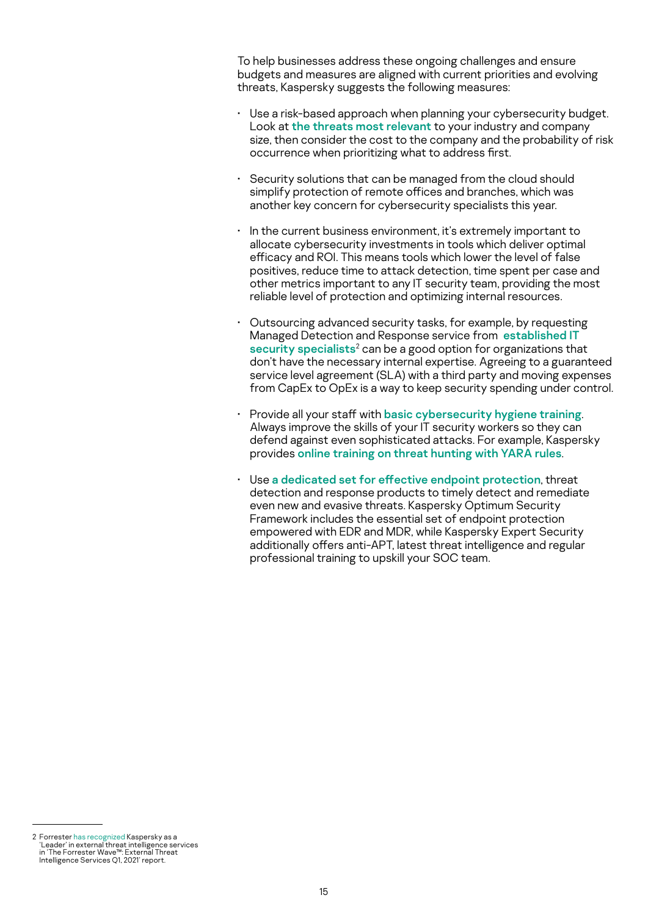To help businesses address these ongoing challenges and ensure budgets and measures are aligned with current priorities and evolving threats, Kaspersky suggests the following measures:

- Use a risk-based approach when planning your cybersecurity budget. Look at **the threats most relevant** to your industry and company size, then consider the cost to the company and the probability of risk occurrence when prioritizing what to address first.
- Security solutions that can be managed from the cloud should simplify protection of remote offices and branches, which was another key concern for cybersecurity specialists this year.
- In the current business environment, it's extremely important to allocate cybersecurity investments in tools which deliver optimal efficacy and ROI. This means tools which lower the level of false positives, reduce time to attack detection, time spent per case and other metrics important to any IT security team, providing the most reliable level of protection and optimizing internal resources.
- Outsourcing advanced security tasks, for example, by requesting Managed Detection and Response service from **established IT security specialists**[2] can be a good option for organizations that don't have the necessary internal expertise. Agreeing to a guaranteed service level agreement (SLA) with a third party and moving expenses from CapEx to OpEx is a way to keep security spending under control.
- Provide all your staff with **basic cybersecurity hygiene training**. Always improve the skills of your IT security workers so they can defend against even sophisticated attacks. For example, Kaspersky provides **online training on threat hunting with YARA rules**.
- Use **a dedicated set for effective endpoint protection**, threat detection and response products to timely detect and remediate even new and evasive threats. Kaspersky Optimum Security Framework includes the essential set of endpoint protection empowered with EDR and MDR, while Kaspersky Expert Security additionally offers anti-APT, latest threat intelligence and regular professional training to upskill your SOC team.

---

2 Forrester has recognized Kaspersky as a 'Leader' in external threat intelligence services in 'The Forrester Wave™: External Threat Intelligence Services Q1, 2021' report.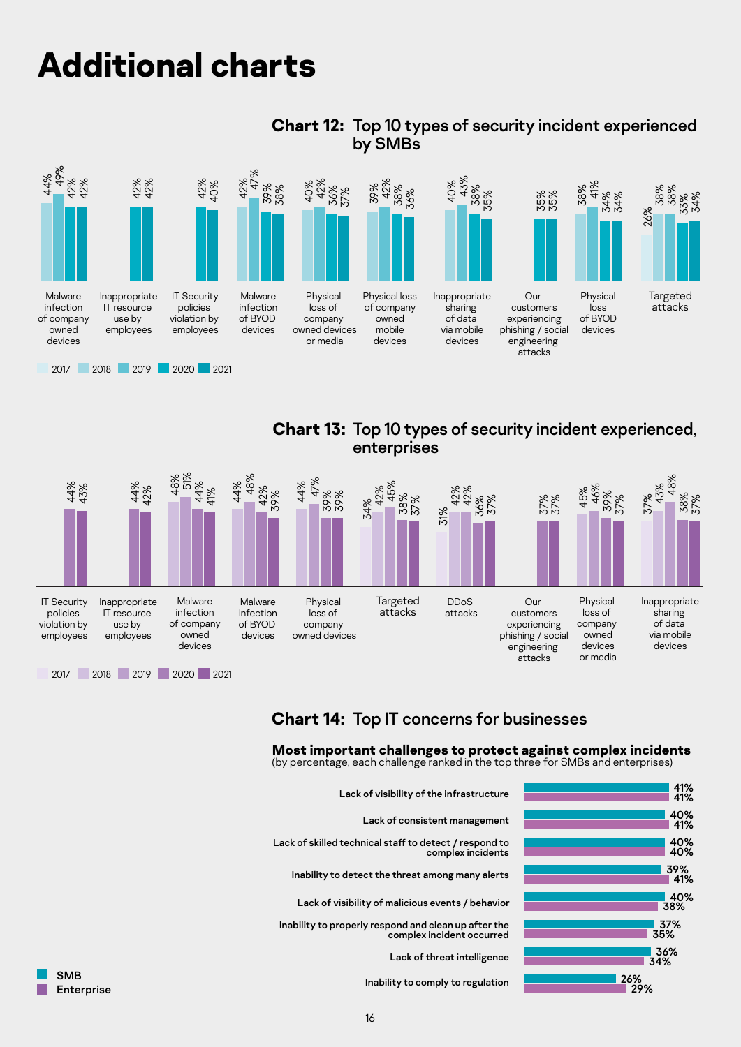# Additional charts

## Chart 12: Top 10 types of security incident experienced by SMBs

| Incident type | 2017 | 2018 | 2019 | 2020 | 2021 |
|---|---|---|---|---|---|
| Malware infection of company owned devices | | 44% | 49% | 42% | 42% |
| Inappropriate IT resource use by employees | | | | 42% | 42% |
| IT Security policies violation by employees | | | | 42% | 40% |
| Malware infection of BYOD devices | | 42% | 47% | 39% | 38% |
| Physical loss of company owned devices or media | | 40% | 42% | 36% | 37% |
| Physical loss of company owned mobile devices | | 39% | 42% | 38% | 36% |
| Inappropriate sharing of data via mobile devices | | 40% | 43% | 38% | 35% |
| Our customers experiencing phishing / social engineering attacks | | | | 35% | 35% |
| Physical loss of BYOD devices | | 38% | 41% | 34% | 34% |
| Targeted attacks | 26% | 38% | 38% | 33% | 34% |

## Chart 13: Top 10 types of security incident experienced, enterprises

| Incident type | 2017 | 2018 | 2019 | 2020 | 2021 |
|---|---|---|---|---|---|
| IT Security policies violation by employees | | | | 44% | 43% |
| Inappropriate IT resource use by employees | | | | 44% | 42% |
| Malware infection of company owned devices | | 48% | 51% | 44% | 41% |
| Malware infection of BYOD devices | | 44% | 48% | 42% | 39% |
| Physical loss of company owned devices | | 44% | 47% | 39% | 39% |
| Targeted attacks | 34% | 42% | 45% | 38% | 37% |
| DDoS attacks | 31% | 42% | 42% | 36% | 37% |
| Our customers experiencing phishing / social engineering attacks | | | | 37% | 37% |
| Physical loss of company owned devices or media | | 45% | 46% | 39% | 37% |
| Inappropriate sharing of data via mobile devices | 37% | 43% | 48% | 38% | 37% |

## Chart 14: Top IT concerns for businesses

**Most important challenges to protect against complex incidents**
(by percentage, each challenge ranked in the top three for SMBs and enterprises)

| Challenge | SMB | Enterprise |
|---|---|---|
| Lack of visibility of the infrastructure | 41% | 41% |
| Lack of consistent management | 40% | 41% |
| Lack of skilled technical staff to detect / respond to complex incidents | 40% | 40% |
| Inability to detect the threat among many alerts | 39% | 41% |
| Lack of visibility of malicious events / behavior | 40% | 38% |
| Inability to properly respond and clean up after the complex incident occurred | 37% | 35% |
| Lack of threat intelligence | 36% | 34% |
| Inability to comply to regulation | 26% | 29% |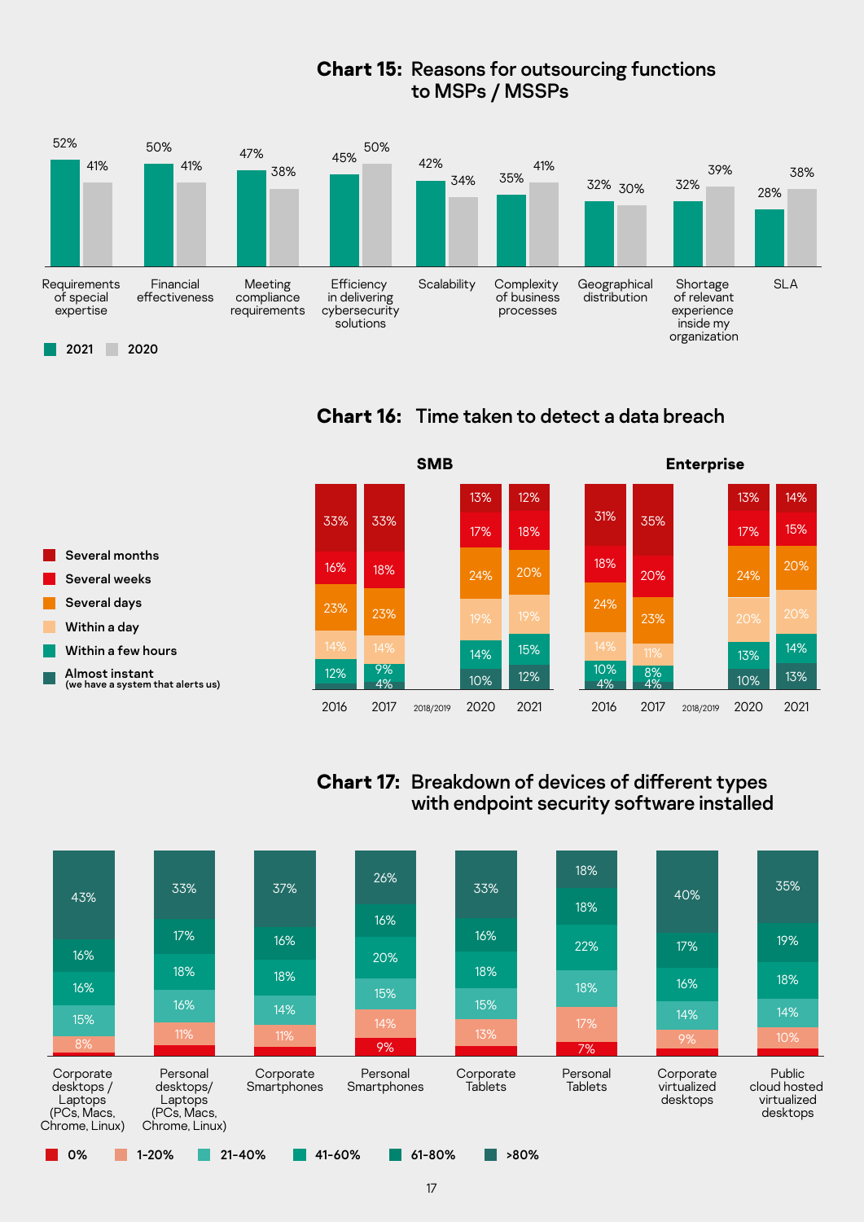## Chart 15: Reasons for outsourcing functions to MSPs / MSSPs

| Reason | 2021 | 2020 |
|---|---|---|
| Requirements of special expertise | 52% | 41% |
| Financial effectiveness | 50% | 41% |
| Meeting compliance requirements | 47% | 38% |
| Efficiency in delivering cybersecurity solutions | 45% | 50% |
| Scalability | 42% | 34% |
| Complexity of business processes | 35% | 41% |
| Geographical distribution | 32% | 30% |
| Shortage of relevant experience inside my organization | 32% | 39% |
| SLA | 28% | 38% |

## Chart 16: Time taken to detect a data breach

**SMB**

| | 2016 | 2017 | 2018/2019 | 2020 | 2021 |
|---|---|---|---|---|---|
| Several months | 33% | 33% | | 13% | 12% |
| Several weeks | 16% | 18% | | 17% | 18% |
| Several days | 23% | 23% | | 24% | 20% |
| Within a day | 14% | 14% | | 19% | 19% |
| Within a few hours | 12% | 9% | | 14% | 15% |
| Almost instant (we have a system that alerts us) | | 4% | | 10% | 12% |

**Enterprise**

| | 2016 | 2017 | 2018/2019 | 2020 | 2021 |
|---|---|---|---|---|---|
| Several months | 31% | 35% | | 13% | 14% |
| Several weeks | 18% | 20% | | 17% | 15% |
| Several days | 24% | 23% | | 24% | 20% |
| Within a day | 14% | 11% | | 20% | 20% |
| Within a few hours | 10% | 8% | | 13% | 14% |
| Almost instant (we have a system that alerts us) | 4% | 4% | | 10% | 13% |

## Chart 17: Breakdown of devices of different types with endpoint security software installed

| Device type | 0% | 1-20% | 21-40% | 41-60% | 61-80% | >80% |
|---|---|---|---|---|---|---|
| Corporate desktops / Laptops (PCs, Macs, Chrome, Linux) | | 8% | 15% | 16% | 16% | 43% |
| Personal desktops/ Laptops (PCs, Macs, Chrome, Linux) | | 11% | 16% | 18% | 17% | 33% |
| Corporate Smartphones | | 11% | 14% | 18% | 16% | 37% |
| Personal Smartphones | 9% | 14% | 15% | 20% | 16% | 26% |
| Corporate Tablets | | 13% | 15% | 18% | 16% | 33% |
| Personal Tablets | 7% | 17% | 18% | 22% | 18% | 18% |
| Corporate virtualized desktops | | 9% | 14% | 16% | 17% | 40% |
| Public cloud hosted virtualized desktops | | 10% | 14% | 18% | 19% | 35% |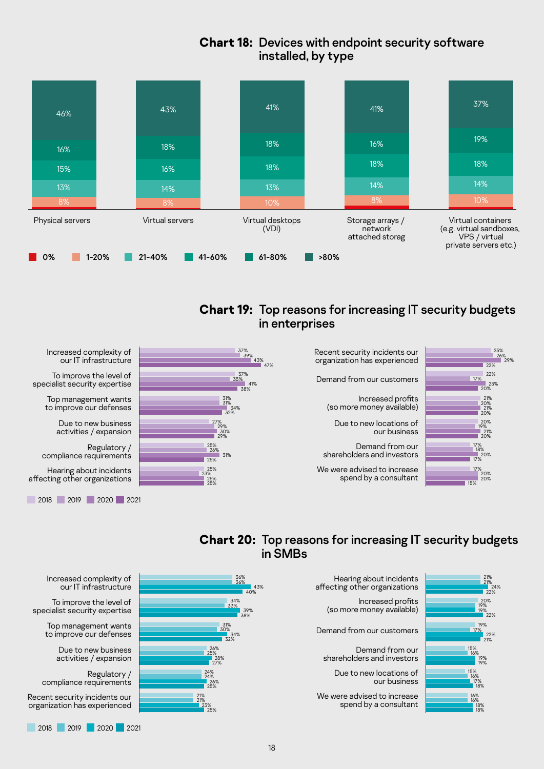## Chart 18: Devices with endpoint security software installed, by type

| Type | 0% | 1-20% | 21-40% | 41-60% | 61-80% | >80% |
|---|---|---|---|---|---|---|
| Physical servers | | 8% | 13% | 15% | 16% | 46% |
| Virtual servers | | 8% | 14% | 16% | 18% | 43% |
| Virtual desktops (VDI) | | 10% | 13% | 18% | 18% | 41% |
| Storage arrays / network attached storag | | 8% | 14% | 18% | 16% | 41% |
| Virtual containers (e.g. virtual sandboxes, VPS / virtual private servers etc.) | | 10% | 14% | 18% | 19% | 37% |

## Chart 19: Top reasons for increasing IT security budgets in enterprises

| Reason | 2018 | 2019 | 2020 | 2021 |
|---|---|---|---|---|
| Increased complexity of our IT infrastructure | 37% | 39% | 43% | 47% |
| To improve the level of specialist security expertise | 37% | 35% | 41% | 38% |
| Top management wants to improve our defenses | 31% | 31% | 34% | 32% |
| Due to new business activities / expansion | 27% | 29% | 30% | 29% |
| Regulatory / compliance requirements | 25% | 26% | 31% | 25% |
| Hearing about incidents affecting other organizations | 25% | 23% | 25% | 25% |
| Recent security incidents our organization has experienced | 25% | 26% | 29% | 22% |
| Demand from our customers | 22% | 17% | 23% | 20% |
| Increased profits (so more money available) | 21% | 20% | 21% | 20% |
| Due to new locations of our business | 20% | 19% | 21% | 20% |
| Demand from our shareholders and investors | 17% | 18% | 20% | 17% |
| We were advised to increase spend by a consultant | 17% | 20% | 20% | 15% |

## Chart 20: Top reasons for increasing IT security budgets in SMBs

| Reason | 2018 | 2019 | 2020 | 2021 |
|---|---|---|---|---|
| Increased complexity of our IT infrastructure | 36% | 36% | 43% | 40% |
| To improve the level of specialist security expertise | 34% | 33% | 39% | 38% |
| Top management wants to improve our defenses | 31% | 30% | 34% | 32% |
| Due to new business activities / expansion | 26% | 25% | 28% | 27% |
| Regulatory / compliance requirements | 24% | 24% | 26% | 25% |
| Recent security incidents our organization has experienced | 21% | 21% | 23% | 25% |
| Hearing about incidents affecting other organizations | 21% | 21% | 24% | 22% |
| Increased profits (so more money available) | 20% | 19% | 19% | 22% |
| Demand from our customers | 19% | 17% | 22% | 21% |
| Demand from our shareholders and investors | 15% | 16% | 19% | 19% |
| Due to new locations of our business | 15% | 16% | 17% | 18% |
| We were advised to increase spend by a consultant | 16% | 16% | 18% | 18% |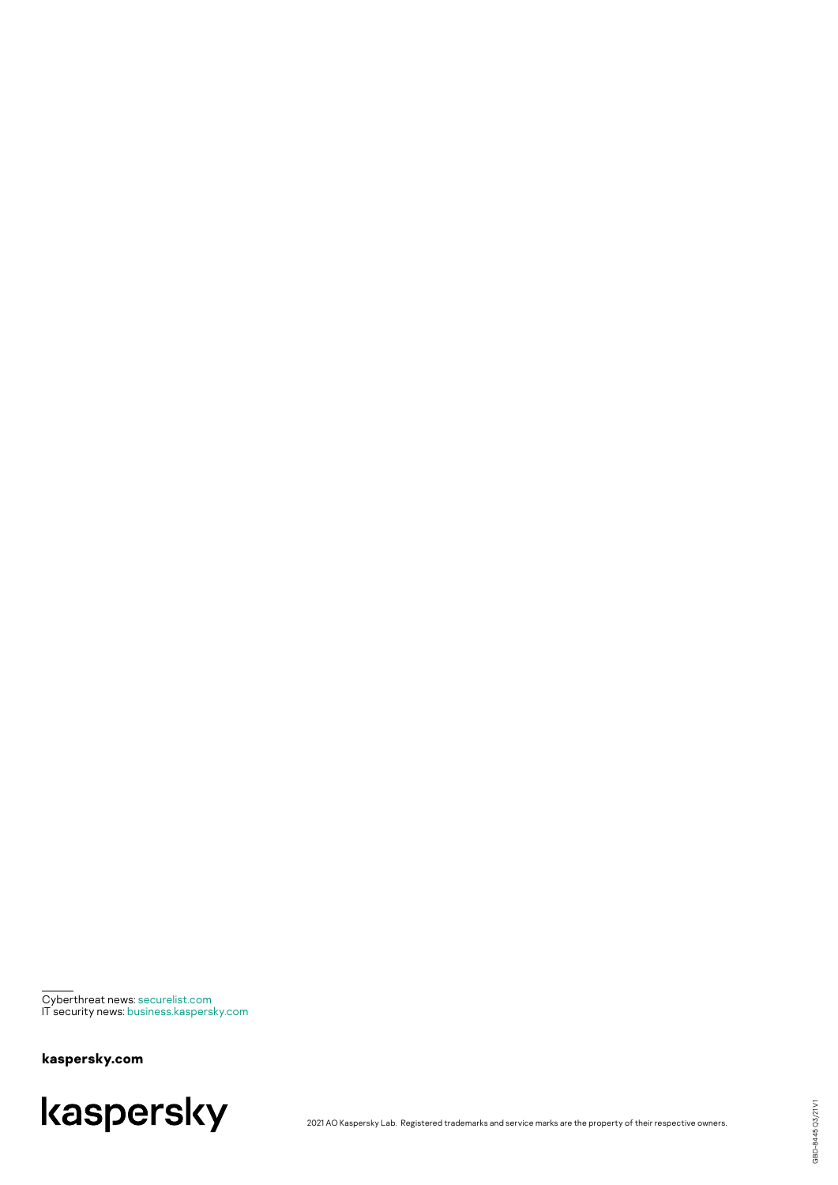Cyberthreat news: securelist.com
IT security news: business.kaspersky.com

**kaspersky.com**

kaspersky

2021 AO Kaspersky Lab. Registered trademarks and service marks are the property of their respective owners.

GBD-8445 Q3/21 V1